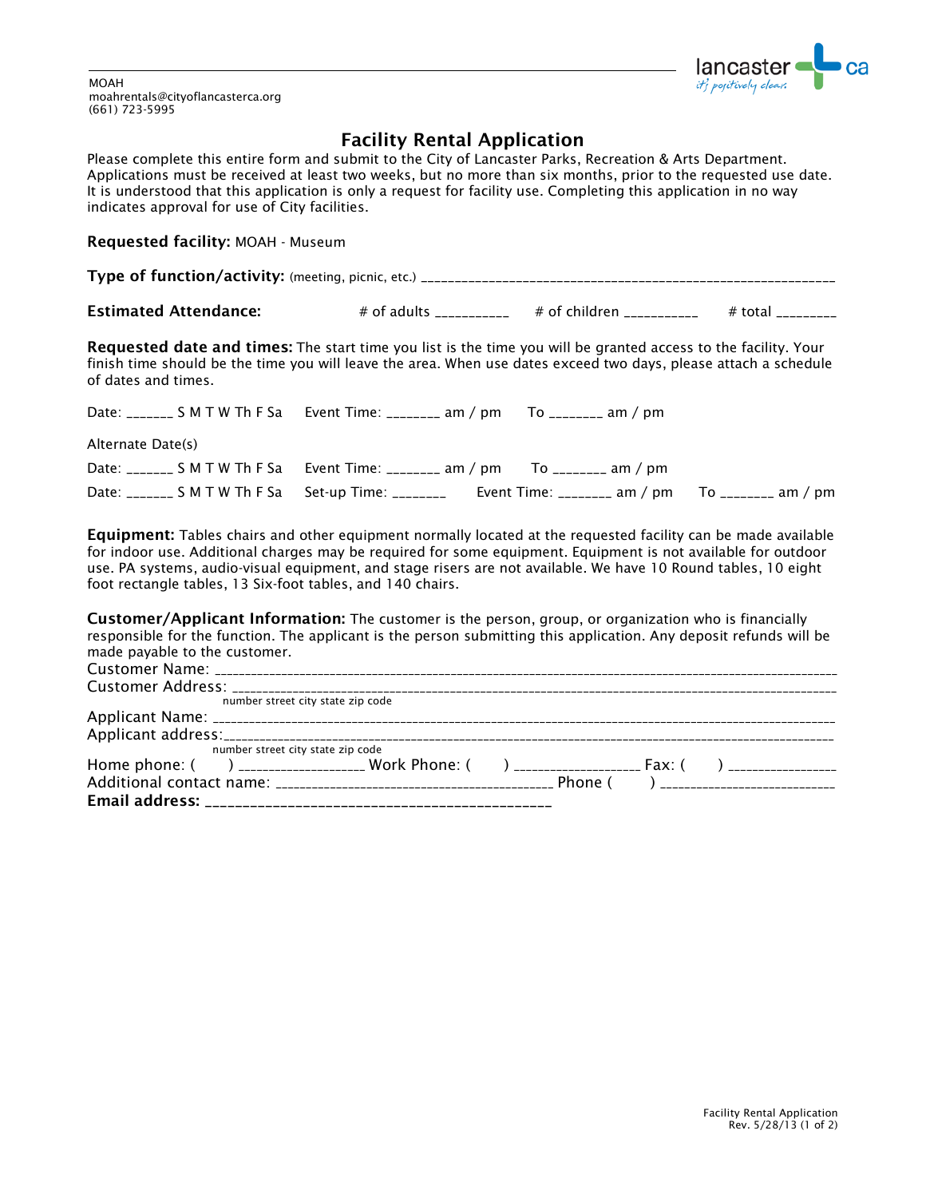MOAH
moahrentals@cityoflancasterca.org
(661) 723-5995

# Facility Rental Application

Please complete this entire form and submit to the City of Lancaster Parks, Recreation & Arts Department. Applications must be received at least two weeks, but no more than six months, prior to the requested use date. It is understood that this application is only a request for facility use. Completing this application in no way indicates approval for use of City facilities.

**Requested facility:** MOAH - Museum

**Type of function/activity:** (meeting, picnic, etc.) ____________________________________________________________

**Estimated Attendance:** # of adults __________ # of children __________ # total ________

**Requested date and times:** The start time you list is the time you will be granted access to the facility. Your finish time should be the time you will leave the area. When use dates exceed two days, please attach a schedule of dates and times.

Date: ______ S M T W Th F Sa Event Time: _______ am / pm To _______ am / pm

Alternate Date(s)

Date: ______ S M T W Th F Sa Event Time: _______ am / pm To _______ am / pm

Date: ______ S M T W Th F Sa Set-up Time: _______ Event Time: _______ am / pm To _______ am / pm

**Equipment:** Tables chairs and other equipment normally located at the requested facility can be made available for indoor use. Additional charges may be required for some equipment. Equipment is not available for outdoor use. PA systems, audio-visual equipment, and stage risers are not available. We have 10 Round tables, 10 eight foot rectangle tables, 13 Six-foot tables, and 140 chairs.

**Customer/Applicant Information:** The customer is the person, group, or organization who is financially responsible for the function. The applicant is the person submitting this application. Any deposit refunds will be made payable to the customer.

Customer Name: ____________________________________________________________

Customer Address: ____________________________________________________________
number street city state zip code

Applicant Name: ____________________________________________________________

Applicant address: ____________________________________________________________
number street city state zip code

Home phone: (     ) _________________ Work Phone: (     ) _________________ Fax: (     ) _______________

Additional contact name: ________________________________________ Phone (     ) _________________________

**Email address:** ____________________________________________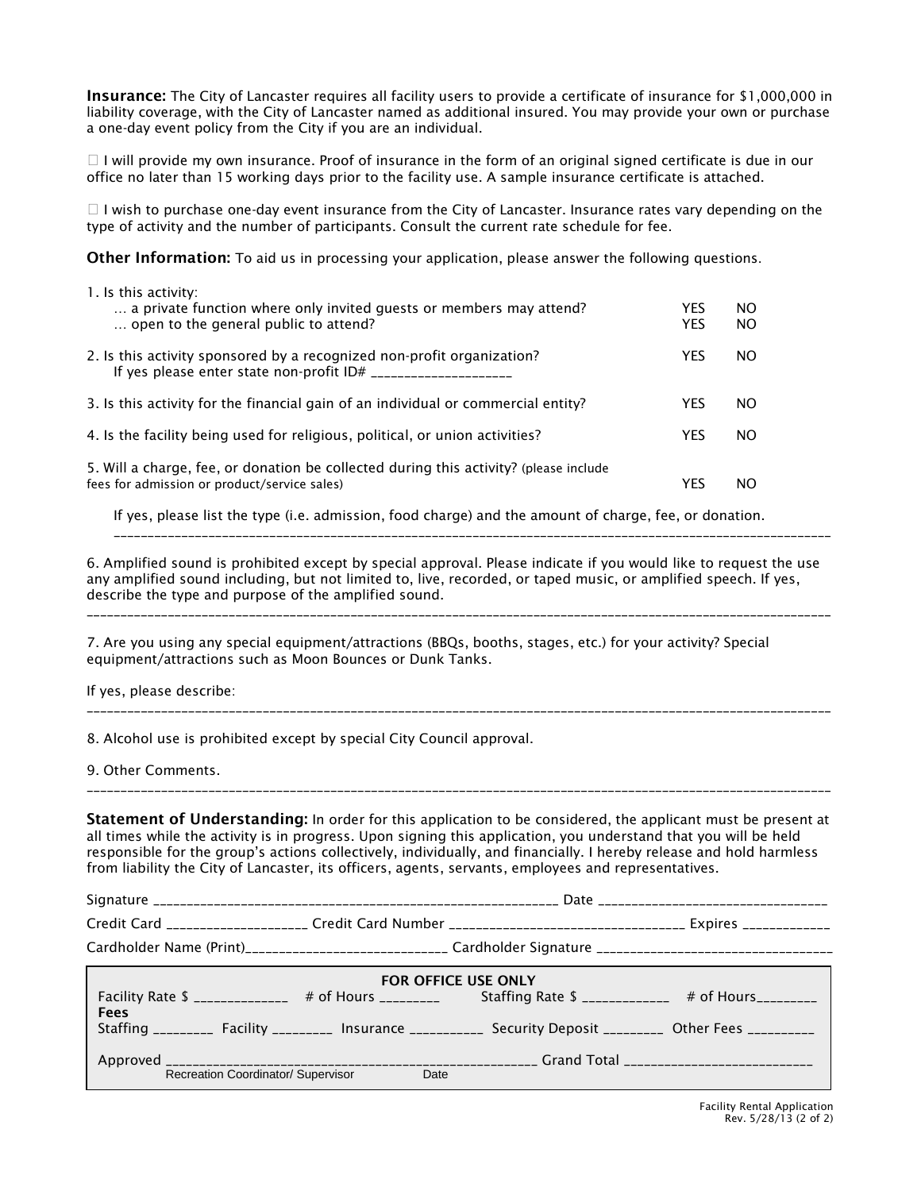**Insurance:** The City of Lancaster requires all facility users to provide a certificate of insurance for $1,000,000 in liability coverage, with the City of Lancaster named as additional insured. You may provide your own or purchase a one-day event policy from the City if you are an individual.

☐ I will provide my own insurance. Proof of insurance in the form of an original signed certificate is due in our office no later than 15 working days prior to the facility use. A sample insurance certificate is attached.

☐ I wish to purchase one-day event insurance from the City of Lancaster. Insurance rates vary depending on the type of activity and the number of participants. Consult the current rate schedule for fee.

**Other Information:** To aid us in processing your application, please answer the following questions.

1. Is this activity:
   … a private function where only invited guests or members may attend? YES NO
   … open to the general public to attend? YES NO

2. Is this activity sponsored by a recognized non-profit organization? YES NO
   If yes please enter state non-profit ID# ____________________

3. Is this activity for the financial gain of an individual or commercial entity? YES NO

4. Is the facility being used for religious, political, or union activities? YES NO

5. Will a charge, fee, or donation be collected during this activity? (please include fees for admission or product/service sales) YES NO

   If yes, please list the type (i.e. admission, food charge) and the amount of charge, fee, or donation.
   ____________________________________________________________________________________________

6. Amplified sound is prohibited except by special approval. Please indicate if you would like to request the use any amplified sound including, but not limited to, live, recorded, or taped music, or amplified speech. If yes, describe the type and purpose of the amplified sound.
____________________________________________________________________________________________

7. Are you using any special equipment/attractions (BBQs, booths, stages, etc.) for your activity? Special equipment/attractions such as Moon Bounces or Dunk Tanks.

If yes, please describe:
____________________________________________________________________________________________

8. Alcohol use is prohibited except by special City Council approval.

9. Other Comments.
____________________________________________________________________________________________

**Statement of Understanding:** In order for this application to be considered, the applicant must be present at all times while the activity is in progress. Upon signing this application, you understand that you will be held responsible for the group's actions collectively, individually, and financially. I hereby release and hold harmless from liability the City of Lancaster, its officers, agents, servants, employees and representatives.

Signature ____________________________________________________ Date ________________________________

Credit Card ____________________ Credit Card Number _________________________________ Expires ____________

Cardholder Name (Print)___________________________ Cardholder Signature _________________________________

**FOR OFFICE USE ONLY**

Facility Rate $ _____________ # of Hours ________ Staffing Rate $ ____________ # of Hours________

**Fees**

Staffing ________ Facility ________ Insurance __________ Security Deposit ________ Other Fees _________

Approved ___________________________________________________ Grand Total ___________________________

Recreation Coordinator/ Supervisor Date

Facility Rental Application
Rev. 5/28/13 (2 of 2)